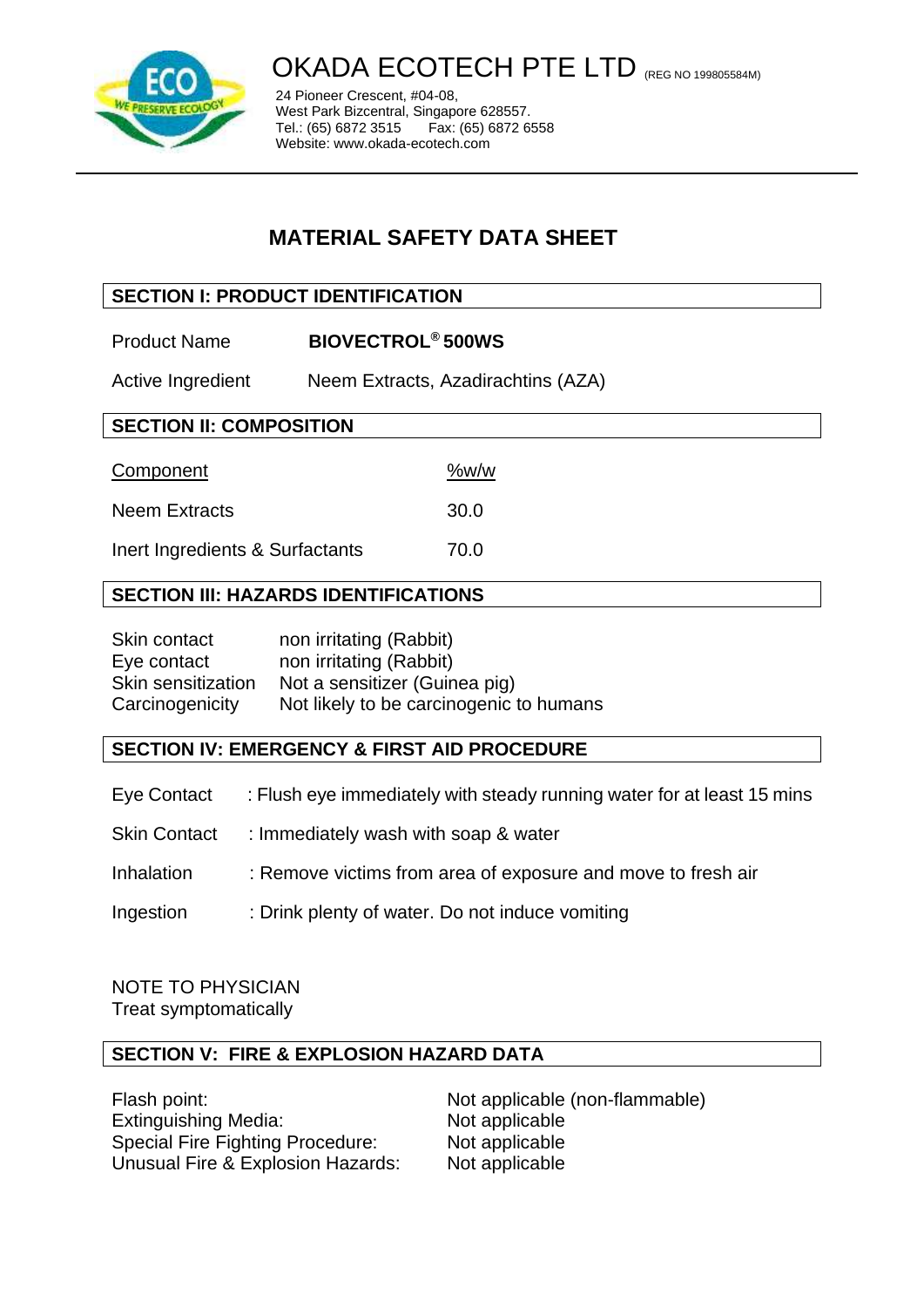# OKADA ECOTECH PTE LTD (REG NO 199805584M)

24 Pioneer Crescent, #04-08,
West Park Bizcentral, Singapore 628557.
Tel.: (65) 6872 3515 Fax: (65) 6872 6558
Website: www.okada-ecotech.com

## MATERIAL SAFETY DATA SHEET

### SECTION I: PRODUCT IDENTIFICATION

| | |
|---|---|
| Product Name | **BIOVECTROL® 500WS** |
| Active Ingredient | Neem Extracts, Azadirachtins (AZA) |

### SECTION II: COMPOSITION

| Component | %w/w |
|---|---|
| Neem Extracts | 30.0 |
| Inert Ingredients & Surfactants | 70.0 |

### SECTION III: HAZARDS IDENTIFICATIONS

| | |
|---|---|
| Skin contact | non irritating (Rabbit) |
| Eye contact | non irritating (Rabbit) |
| Skin sensitization | Not a sensitizer (Guinea pig) |
| Carcinogenicity | Not likely to be carcinogenic to humans |

### SECTION IV: EMERGENCY & FIRST AID PROCEDURE

| | |
|---|---|
| Eye Contact | : Flush eye immediately with steady running water for at least 15 mins |
| Skin Contact | : Immediately wash with soap & water |
| Inhalation | : Remove victims from area of exposure and move to fresh air |
| Ingestion | : Drink plenty of water. Do not induce vomiting |

NOTE TO PHYSICIAN
Treat symptomatically

### SECTION V: FIRE & EXPLOSION HAZARD DATA

| | |
|---|---|
| Flash point: | Not applicable (non-flammable) |
| Extinguishing Media: | Not applicable |
| Special Fire Fighting Procedure: | Not applicable |
| Unusual Fire & Explosion Hazards: | Not applicable |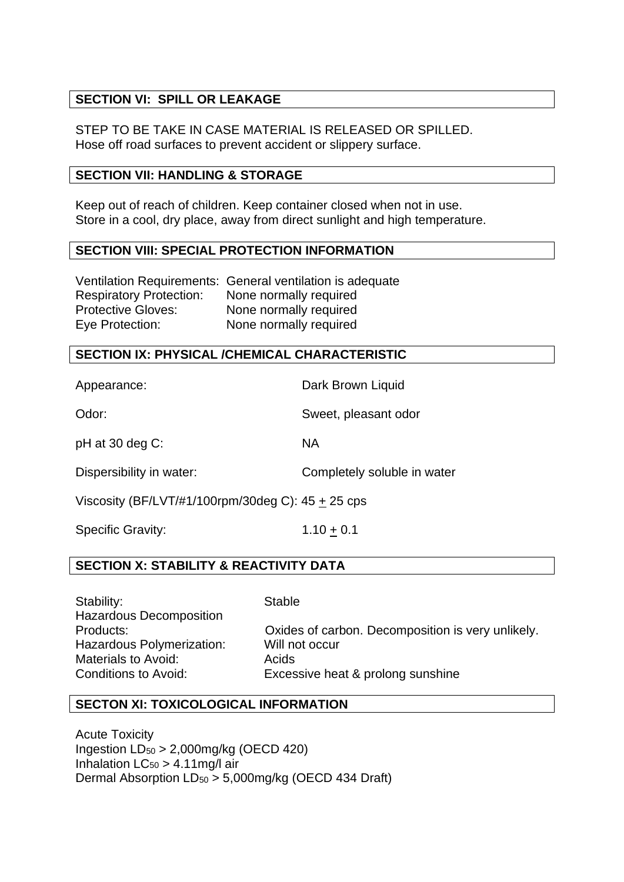## SECTION VI: SPILL OR LEAKAGE

STEP TO BE TAKE IN CASE MATERIAL IS RELEASED OR SPILLED.
Hose off road surfaces to prevent accident or slippery surface.

## SECTION VII: HANDLING & STORAGE

Keep out of reach of children. Keep container closed when not in use.
Store in a cool, dry place, away from direct sunlight and high temperature.

## SECTION VIII: SPECIAL PROTECTION INFORMATION

| | |
|---|---|
| Ventilation Requirements: | General ventilation is adequate |
| Respiratory Protection: | None normally required |
| Protective Gloves: | None normally required |
| Eye Protection: | None normally required |

## SECTION IX: PHYSICAL /CHEMICAL CHARACTERISTIC

| | |
|---|---|
| Appearance: | Dark Brown Liquid |
| Odor: | Sweet, pleasant odor |
| pH at 30 deg C: | NA |
| Dispersibility in water: | Completely soluble in water |
| Viscosity (BF/LVT/#1/100rpm/30deg C): | $45 \pm 25$ cps |
| Specific Gravity: | $1.10 \pm 0.1$ |

## SECTION X: STABILITY & REACTIVITY DATA

| | |
|---|---|
| Stability: | Stable |
| Hazardous Decomposition Products: | Oxides of carbon. Decomposition is very unlikely. |
| Hazardous Polymerization: | Will not occur |
| Materials to Avoid: | Acids |
| Conditions to Avoid: | Excessive heat & prolong sunshine |

## SECTON XI: TOXICOLOGICAL INFORMATION

Acute Toxicity
Ingestion $LD_{50}$ > 2,000mg/kg (OECD 420)
Inhalation $LC_{50}$ > 4.11mg/l air
Dermal Absorption $LD_{50}$ > 5,000mg/kg (OECD 434 Draft)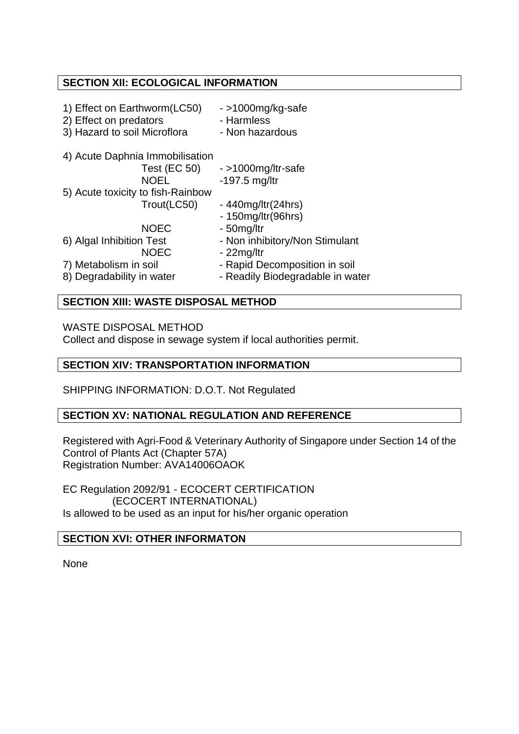## SECTION XII: ECOLOGICAL INFORMATION

| | | |
|---|---|---|
| 1) Effect on Earthworm(LC50) | | - >1000mg/kg-safe |
| 2) Effect on predators | | - Harmless |
| 3) Hazard to soil Microflora | | - Non hazardous |
| 4) Acute Daphnia Immobilisation | | |
| | Test (EC 50) | - >1000mg/ltr-safe |
| | NOEL | -197.5 mg/ltr |
| 5) Acute toxicity to fish-Rainbow | | |
| | Trout(LC50) | - 440mg/ltr(24hrs) |
| | | - 150mg/ltr(96hrs) |
| | NOEC | - 50mg/ltr |
| 6) Algal Inhibition Test | | - Non inhibitory/Non Stimulant |
| | NOEC | - 22mg/ltr |
| 7) Metabolism in soil | | - Rapid Decomposition in soil |
| 8) Degradability in water | | - Readily Biodegradable in water |

## SECTION XIII: WASTE DISPOSAL METHOD

WASTE DISPOSAL METHOD
Collect and dispose in sewage system if local authorities permit.

## SECTION XIV: TRANSPORTATION INFORMATION

SHIPPING INFORMATION: D.O.T. Not Regulated

## SECTION XV: NATIONAL REGULATION AND REFERENCE

Registered with Agri-Food & Veterinary Authority of Singapore under Section 14 of the Control of Plants Act (Chapter 57A)
Registration Number: AVA14006OAOK

EC Regulation 2092/91 - ECOCERT CERTIFICATION
(ECOCERT INTERNATIONAL)
Is allowed to be used as an input for his/her organic operation

## SECTION XVI: OTHER INFORMATON

None